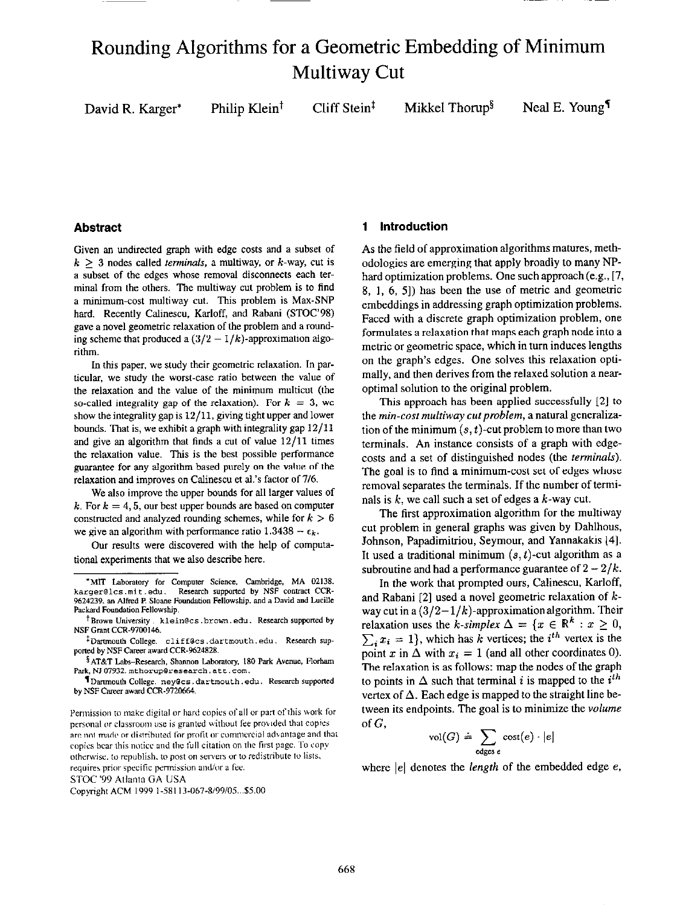# Rounding Algorithms for a Geometric Embedding of Minimum Multiway Cut

David R. Karger* Philip Klein† Cliff Stein‡ Mikkel Thorup§ Neal E. Young¶

## Abstract

Given an undirected graph with edge costs and a subset of $k \geq 3$ nodes called *terminals*, a multiway, or $k$-way, cut is a subset of the edges whose removal disconnects each terminal from the others. The multiway cut problem is to find a minimum-cost multiway cut. This problem is Max-SNP hard. Recently Calinescu, Karloff, and Rabani (STOC'98) gave a novel geometric relaxation of the problem and a rounding scheme that produced a $(3/2 - 1/k)$-approximation algorithm.

In this paper, we study their geometric relaxation. In particular, we study the worst-case ratio between the value of the relaxation and the value of the minimum multicut (the so-called integrality gap of the relaxation). For $k = 3$, we show the integrality gap is $12/11$, giving tight upper and lower bounds. That is, we exhibit a graph with integrality gap $12/11$ and give an algorithm that finds a cut of value $12/11$ times the relaxation value. This is the best possible performance guarantee for any algorithm based purely on the value of the relaxation and improves on Calinescu et al.'s factor of $7/6$.

We also improve the upper bounds for all larger values of $k$. For $k = 4, 5$, our best upper bounds are based on computer constructed and analyzed rounding schemes, while for $k > 6$ we give an algorithm with performance ratio $1.3438 - \epsilon_k$.

Our results were discovered with the help of computational experiments that we also describe here.

*MIT Laboratory for Computer Science, Cambridge, MA 02138. karger@lcs.mit.edu. Research supported by NSF contract CCR-9624239, an Alfred P. Sloane Foundation Fellowship, and a David and Lucille Packard Foundation Fellowship.

†Brown University. klein@cs.brown.edu. Research supported by NSF Grant CCR-9700146.

‡Dartmouth College. cliff@cs.dartmouth.edu. Research supported by NSF Career award CCR-9624828.

§AT&T Labs–Research, Shannon Laboratory, 180 Park Avenue, Florham Park, NJ 07932. mthorup@research.att.com.

¶Dartmouth College. ney@cs.dartmouth.edu. Research supported by NSF Career award CCR-9720664.

Permission to make digital or hard copies of all or part of this work for personal or classroom use is granted without fee provided that copies are not made or distributed for profit or commercial advantage and that copies bear this notice and the full citation on the first page. To copy otherwise, to republish, to post on servers or to redistribute to lists, requires prior specific permission and/or a fee.
STOC '99 Atlanta GA USA
Copyright ACM 1999 1-58113-067-8/99/05...$5.00

## 1 Introduction

As the field of approximation algorithms matures, methodologies are emerging that apply broadly to many NP-hard optimization problems. One such approach (e.g., [7, 8, 1, 6, 5]) has been the use of metric and geometric embeddings in addressing graph optimization problems. Faced with a discrete graph optimization problem, one formulates a relaxation that maps each graph node into a metric or geometric space, which in turn induces lengths on the graph's edges. One solves this relaxation optimally, and then derives from the relaxed solution a near-optimal solution to the original problem.

This approach has been applied successfully [2] to the *min-cost multiway cut problem*, a natural generalization of the minimum $(s, t)$-cut problem to more than two terminals. An instance consists of a graph with edge-costs and a set of distinguished nodes (the *terminals*). The goal is to find a minimum-cost set of edges whose removal separates the terminals. If the number of terminals is $k$, we call such a set of edges a $k$-way cut.

The first approximation algorithm for the multiway cut problem in general graphs was given by Dahlhous, Johnson, Papadimitriou, Seymour, and Yannakakis [4]. It used a traditional minimum $(s, t)$-cut algorithm as a subroutine and had a performance guarantee of $2 - 2/k$.

In the work that prompted ours, Calinescu, Karloff, and Rabani [2] used a novel geometric relaxation of $k$-way cut in a $(3/2 - 1/k)$-approximation algorithm. Their relaxation uses the *k-simplex* $\Delta = \{x \in \mathbb{R}^k : x \geq 0, \sum_i x_i = 1\}$, which has $k$ vertices; the $i^{th}$ vertex is the point $x$ in $\Delta$ with $x_i = 1$ (and all other coordinates 0). The relaxation is as follows: map the nodes of the graph to points in $\Delta$ such that terminal $i$ is mapped to the $i^{th}$ vertex of $\Delta$. Each edge is mapped to the straight line between its endpoints. The goal is to minimize the *volume* of $G$,

$$\text{vol}(G) \doteq \sum_{\text{edges } e} \text{cost}(e) \cdot |e|$$

where $|e|$ denotes the *length* of the embedded edge $e$,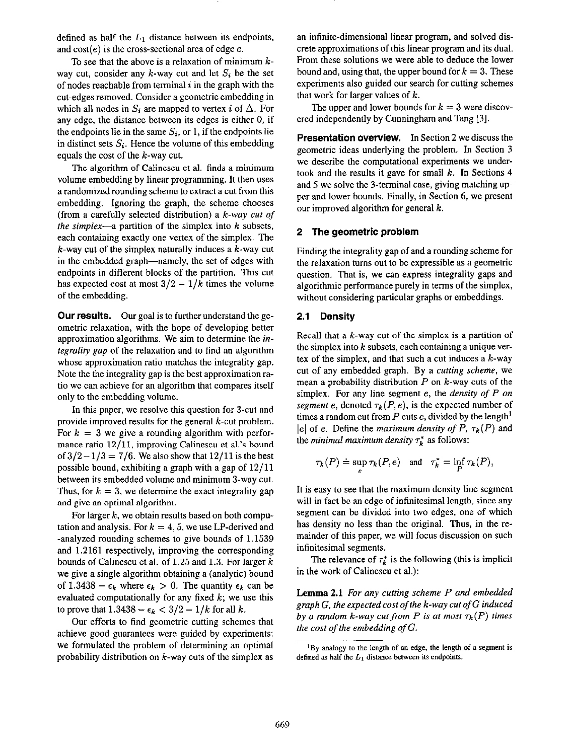defined as half the $L_1$ distance between its endpoints, and cost($e$) is the cross-sectional area of edge $e$.

To see that the above is a relaxation of minimum $k$-way cut, consider any $k$-way cut and let $S_i$ be the set of nodes reachable from terminal $i$ in the graph with the cut-edges removed. Consider a geometric embedding in which all nodes in $S_i$ are mapped to vertex $i$ of $\Delta$. For any edge, the distance between its edges is either 0, if the endpoints lie in the same $S_i$, or 1, if the endpoints lie in distinct sets $S_i$. Hence the volume of this embedding equals the cost of the $k$-way cut.

The algorithm of Calinescu et al. finds a minimum volume embedding by linear programming. It then uses a randomized rounding scheme to extract a cut from this embedding. Ignoring the graph, the scheme chooses (from a carefully selected distribution) a *k-way cut of the simplex*—a partition of the simplex into $k$ subsets, each containing exactly one vertex of the simplex. The $k$-way cut of the simplex naturally induces a $k$-way cut in the embedded graph—namely, the set of edges with endpoints in different blocks of the partition. This cut has expected cost at most $3/2 - 1/k$ times the volume of the embedding.

**Our results.** Our goal is to further understand the geometric relaxation, with the hope of developing better approximation algorithms. We aim to determine the *integrality gap* of the relaxation and to find an algorithm whose approximation ratio matches the integrality gap. Note the the integrality gap is the best approximation ratio we can achieve for an algorithm that compares itself only to the embedding volume.

In this paper, we resolve this question for 3-cut and provide improved results for the general $k$-cut problem. For $k = 3$ we give a rounding algorithm with performance ratio 12/11, improving Calinescu et al.'s bound of $3/2 - 1/3 = 7/6$. We also show that 12/11 is the best possible bound, exhibiting a graph with a gap of 12/11 between its embedded volume and minimum 3-way cut. Thus, for $k = 3$, we determine the exact integrality gap and give an optimal algorithm.

For larger $k$, we obtain results based on both computation and analysis. For $k = 4, 5$, we use LP-derived and -analyzed rounding schemes to give bounds of 1.1539 and 1.2161 respectively, improving the corresponding bounds of Calinescu et al. of 1.25 and 1.3. For larger $k$ we give a single algorithm obtaining a (analytic) bound of $1.3438 - \epsilon_k$ where $\epsilon_k > 0$. The quantity $\epsilon_k$ can be evaluated computationally for any fixed $k$; we use this to prove that $1.3438 - \epsilon_k < 3/2 - 1/k$ for all $k$.

Our efforts to find geometric cutting schemes that achieve good guarantees were guided by experiments: we formulated the problem of determining an optimal probability distribution on $k$-way cuts of the simplex as an infinite-dimensional linear program, and solved discrete approximations of this linear program and its dual. From these solutions we were able to deduce the lower bound and, using that, the upper bound for $k = 3$. These experiments also guided our search for cutting schemes that work for larger values of $k$.

The upper and lower bounds for $k = 3$ were discovered independently by Cunningham and Tang [3].

**Presentation overview.** In Section 2 we discuss the geometric ideas underlying the problem. In Section 3 we describe the computational experiments we undertook and the results it gave for small $k$. In Sections 4 and 5 we solve the 3-terminal case, giving matching upper and lower bounds. Finally, in Section 6, we present our improved algorithm for general $k$.

## 2 The geometric problem

Finding the integrality gap of and a rounding scheme for the relaxation turns out to be expressible as a geometric question. That is, we can express integrality gaps and algorithmic performance purely in terms of the simplex, without considering particular graphs or embeddings.

### 2.1 Density

Recall that a $k$-way cut of the simplex is a partition of the simplex into $k$ subsets, each containing a unique vertex of the simplex, and that such a cut induces a $k$-way cut of any embedded graph. By a *cutting scheme*, we mean a probability distribution $P$ on $k$-way cuts of the simplex. For any line segment $e$, the *density of P on segment e*, denoted $\tau_k(P, e)$, is the expected number of times a random cut from $P$ cuts $e$, divided by the length[1] $|e|$ of $e$. Define the *maximum density of P*, $\tau_k(P)$ and the *minimal maximum density* $\tau_k^*$ as follows:

$$\tau_k(P) \doteq \sup_e \tau_k(P, e) \quad \text{and} \quad \tau_k^* = \inf_P \tau_k(P),$$

It is easy to see that the maximum density line segment will in fact be an edge of infinitesimal length, since any segment can be divided into two edges, one of which has density no less than the original. Thus, in the remainder of this paper, we will focus discussion on such infinitesimal segments.

The relevance of $\tau_k^*$ is the following (this is implicit in the work of Calinescu et al.):

**Lemma 2.1** *For any cutting scheme P and embedded graph G, the expected cost of the k-way cut of G induced by a random k-way cut from P is at most $\tau_k(P)$ times the cost of the embedding of G.*

[1] By analogy to the length of an edge, the length of a segment is defined as half the $L_1$ distance between its endpoints.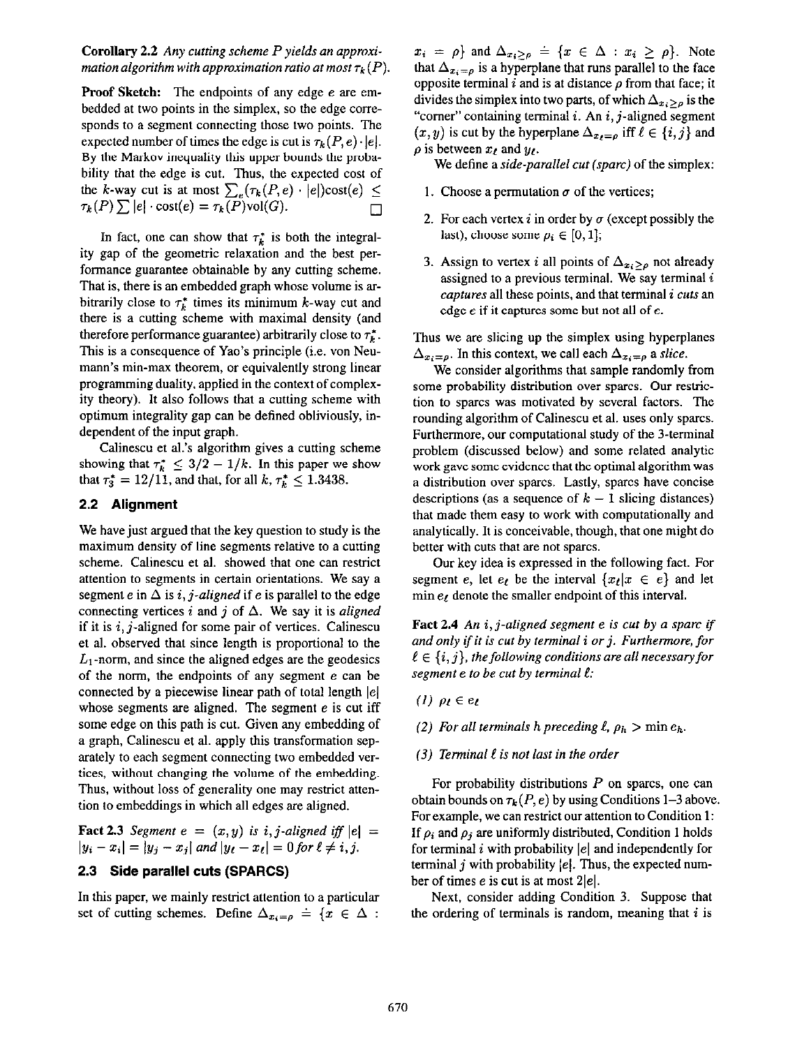**Corollary 2.2** *Any cutting scheme P yields an approximation algorithm with approximation ratio at most $\tau_k(P)$.*

**Proof Sketch:** The endpoints of any edge $e$ are embedded at two points in the simplex, so the edge corresponds to a segment connecting those two points. The expected number of times the edge is cut is $\tau_k(P, e) \cdot |e|$. By the Markov inequality this upper bounds the probability that the edge is cut. Thus, the expected cost of the $k$-way cut is at most $\sum_e(\tau_k(P, e) \cdot |e|)\text{cost}(e) \leq \tau_k(P) \sum |e| \cdot \text{cost}(e) = \tau_k(P)\text{vol}(G)$. $\square$

In fact, one can show that $\tau_k^*$ is both the integrality gap of the geometric relaxation and the best performance guarantee obtainable by any cutting scheme. That is, there is an embedded graph whose volume is arbitrarily close to $\tau_k^*$ times its minimum $k$-way cut and there is a cutting scheme with maximal density (and therefore performance guarantee) arbitrarily close to $\tau_k^*$. This is a consequence of Yao's principle (i.e. von Neumann's min-max theorem, or equivalently strong linear programming duality, applied in the context of complexity theory). It also follows that a cutting scheme with optimum integrality gap can be defined obliviously, independent of the input graph.

Calinescu et al.'s algorithm gives a cutting scheme showing that $\tau_k^* \leq 3/2 - 1/k$. In this paper we show that $\tau_3^* = 12/11$, and that, for all $k$, $\tau_k^* \leq 1.3438$.

## 2.2 Alignment

We have just argued that the key question to study is the maximum density of line segments relative to a cutting scheme. Calinescu et al. showed that one can restrict attention to segments in certain orientations. We say a segment $e$ in $\Delta$ is *$i, j$-aligned* if $e$ is parallel to the edge connecting vertices $i$ and $j$ of $\Delta$. We say it is *aligned* if it is $i, j$-aligned for some pair of vertices. Calinescu et al. observed that since length is proportional to the $L_1$-norm, and since the aligned edges are the geodesics of the norm, the endpoints of any segment $e$ can be connected by a piecewise linear path of total length $|e|$ whose segments are aligned. The segment $e$ is cut iff some edge on this path is cut. Given any embedding of a graph, Calinescu et al. apply this transformation separately to each segment connecting two embedded vertices, without changing the volume of the embedding. Thus, without loss of generality one may restrict attention to embeddings in which all edges are aligned.

**Fact 2.3** *Segment $e = (x, y)$ is $i, j$-aligned iff $|e| = |y_i - x_i| = |y_j - x_j|$ and $|y_\ell - x_\ell| = 0$ for $\ell \neq i, j$.*

## 2.3 Side parallel cuts (SPARCS)

In this paper, we mainly restrict attention to a particular set of cutting schemes. Define $\Delta_{x_i=\rho} \doteq \{x \in \Delta : x_i = \rho\}$ and $\Delta_{x_i \geq \rho} \doteq \{x \in \Delta : x_i \geq \rho\}$. Note that $\Delta_{x_i=\rho}$ is a hyperplane that runs parallel to the face opposite terminal $i$ and is at distance $\rho$ from that face; it divides the simplex into two parts, of which $\Delta_{x_i \geq \rho}$ is the "corner" containing terminal $i$. An $i, j$-aligned segment $(x, y)$ is cut by the hyperplane $\Delta_{x_\ell=\rho}$ iff $\ell \in \{i, j\}$ and $\rho$ is between $x_\ell$ and $y_\ell$.

We define a *side-parallel cut (sparc)* of the simplex:

1. Choose a permutation $\sigma$ of the vertices;
2. For each vertex $i$ in order by $\sigma$ (except possibly the last), choose some $\rho_i \in [0, 1]$;
3. Assign to vertex $i$ all points of $\Delta_{x_i \geq \rho}$ not already assigned to a previous terminal. We say terminal $i$ *captures* all these points, and that terminal $i$ *cuts* an edge $e$ if it captures some but not all of $e$.

Thus we are slicing up the simplex using hyperplanes $\Delta_{x_i=\rho}$. In this context, we call each $\Delta_{x_i=\rho}$ a *slice*.

We consider algorithms that sample randomly from some probability distribution over sparcs. Our restriction to sparcs was motivated by several factors. The rounding algorithm of Calinescu et al. uses only sparcs. Furthermore, our computational study of the 3-terminal problem (discussed below) and some related analytic work gave some evidence that the optimal algorithm was a distribution over sparcs. Lastly, sparcs have concise descriptions (as a sequence of $k - 1$ slicing distances) that made them easy to work with computationally and analytically. It is conceivable, though, that one might do better with cuts that are not sparcs.

Our key idea is expressed in the following fact. For segment $e$, let $e_\ell$ be the interval $\{x_\ell | x \in e\}$ and let $\min e_\ell$ denote the smaller endpoint of this interval.

**Fact 2.4** *An $i, j$-aligned segment $e$ is cut by a sparc if and only if it is cut by terminal $i$ or $j$. Furthermore, for $\ell \in \{i, j\}$, the following conditions are all necessary for segment $e$ to be cut by terminal $\ell$:*

*(1) $\rho_\ell \in e_\ell$*

*(2) For all terminals $h$ preceding $\ell$, $\rho_h > \min e_h$.*

*(3) Terminal $\ell$ is not last in the order*

For probability distributions $P$ on sparcs, one can obtain bounds on $\tau_k(P, e)$ by using Conditions 1–3 above. For example, we can restrict our attention to Condition 1: If $\rho_i$ and $\rho_j$ are uniformly distributed, Condition 1 holds for terminal $i$ with probability $|e|$ and independently for terminal $j$ with probability $|e|$. Thus, the expected number of times $e$ is cut is at most $2|e|$.

Next, consider adding Condition 3. Suppose that the ordering of terminals is random, meaning that $i$ is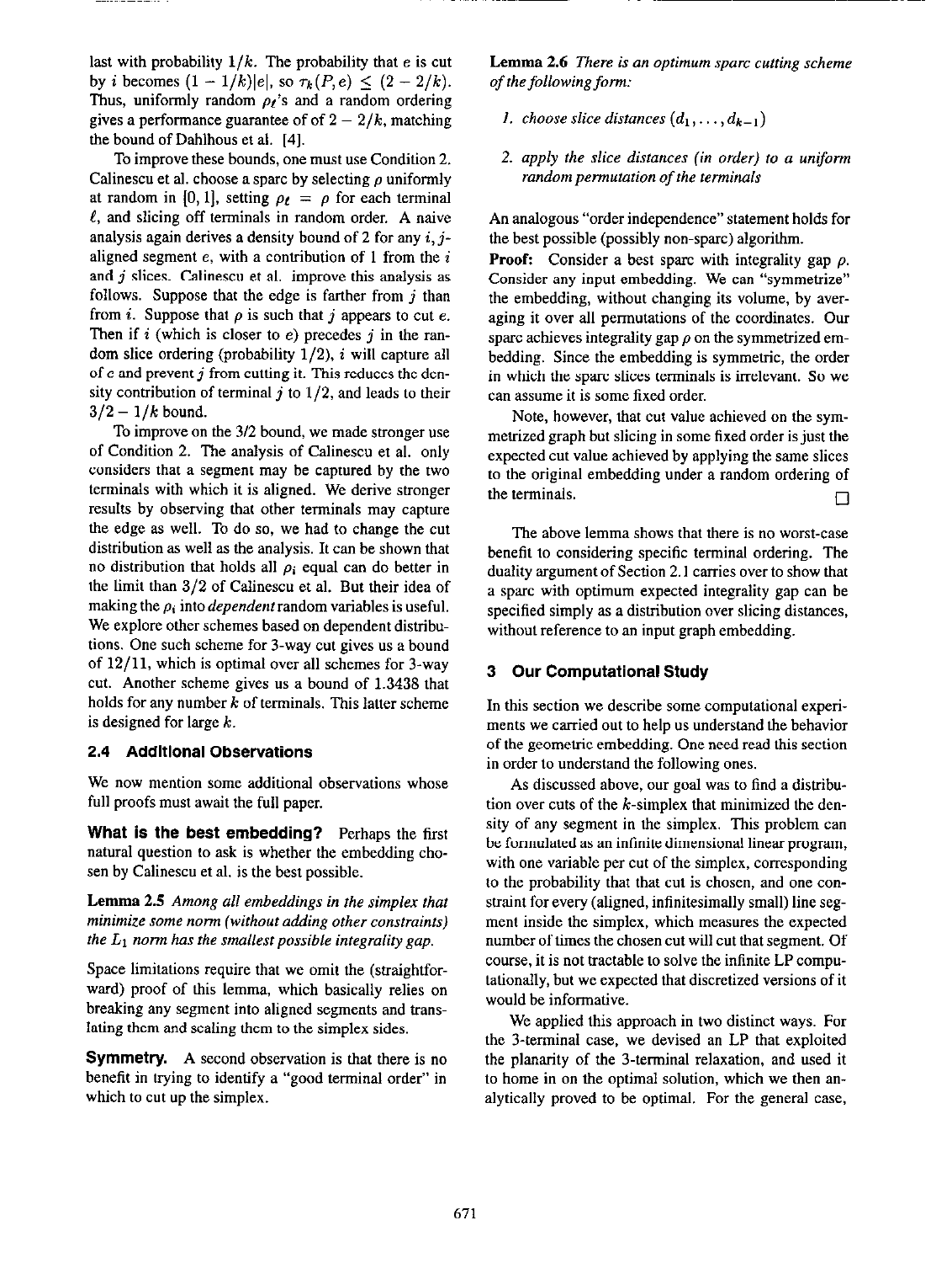last with probability $1/k$. The probability that $e$ is cut by $i$ becomes $(1 - 1/k)|e|$, so $\tau_k(P, e) \leq (2 - 2/k)$. Thus, uniformly random $\rho_\ell$'s and a random ordering gives a performance guarantee of of $2 - 2/k$, matching the bound of Dahlhous et al. [4].

To improve these bounds, one must use Condition 2. Calinescu et al. choose a sparc by selecting $\rho$ uniformly at random in $[0, 1]$, setting $\rho_\ell = \rho$ for each terminal $\ell$, and slicing off terminals in random order. A naive analysis again derives a density bound of 2 for any $i, j$-aligned segment $e$, with a contribution of 1 from the $i$ and $j$ slices. Calinescu et al. improve this analysis as follows. Suppose that the edge is farther from $j$ than from $i$. Suppose that $\rho$ is such that $j$ appears to cut $e$. Then if $i$ (which is closer to $e$) precedes $j$ in the random slice ordering (probability $1/2$), $i$ will capture all of $e$ and prevent $j$ from cutting it. This reduces the density contribution of terminal $j$ to $1/2$, and leads to their $3/2 - 1/k$ bound.

To improve on the 3/2 bound, we made stronger use of Condition 2. The analysis of Calinescu et al. only considers that a segment may be captured by the two terminals with which it is aligned. We derive stronger results by observing that other terminals may capture the edge as well. To do so, we had to change the cut distribution as well as the analysis. It can be shown that no distribution that holds all $\rho_i$ equal can do better in the limit than 3/2 of Calinescu et al. But their idea of making the $\rho_i$ into *dependent* random variables is useful. We explore other schemes based on dependent distributions. One such scheme for 3-way cut gives us a bound of 12/11, which is optimal over all schemes for 3-way cut. Another scheme gives us a bound of 1.3438 that holds for any number $k$ of terminals. This latter scheme is designed for large $k$.

### 2.4 Additional Observations

We now mention some additional observations whose full proofs must await the full paper.

**What is the best embedding?** Perhaps the first natural question to ask is whether the embedding chosen by Calinescu et al. is the best possible.

**Lemma 2.5** *Among all embeddings in the simplex that minimize some norm (without adding other constraints) the $L_1$ norm has the smallest possible integrality gap.*

Space limitations require that we omit the (straightforward) proof of this lemma, which basically relies on breaking any segment into aligned segments and translating them and scaling them to the simplex sides.

**Symmetry.** A second observation is that there is no benefit in trying to identify a "good terminal order" in which to cut up the simplex.

**Lemma 2.6** *There is an optimum sparc cutting scheme of the following form:*

1. *choose slice distances $(d_1, \ldots, d_{k-1})$*
2. *apply the slice distances (in order) to a uniform random permutation of the terminals*

An analogous "order independence" statement holds for the best possible (possibly non-sparc) algorithm.

**Proof:** Consider a best sparc with integrality gap $\rho$. Consider any input embedding. We can "symmetrize" the embedding, without changing its volume, by averaging it over all permutations of the coordinates. Our sparc achieves integrality gap $\rho$ on the symmetrized embedding. Since the embedding is symmetric, the order in which the sparc slices terminals is irrelevant. So we can assume it is some fixed order.

Note, however, that cut value achieved on the symmetrized graph but slicing in some fixed order is just the expected cut value achieved by applying the same slices to the original embedding under a random ordering of the terminals. □

The above lemma shows that there is no worst-case benefit to considering specific terminal ordering. The duality argument of Section 2.1 carries over to show that a sparc with optimum expected integrality gap can be specified simply as a distribution over slicing distances, without reference to an input graph embedding.

## 3 Our Computational Study

In this section we describe some computational experiments we carried out to help us understand the behavior of the geometric embedding. One need read this section in order to understand the following ones.

As discussed above, our goal was to find a distribution over cuts of the $k$-simplex that minimized the density of any segment in the simplex. This problem can be formulated as an infinite dimensional linear program, with one variable per cut of the simplex, corresponding to the probability that that cut is chosen, and one constraint for every (aligned, infinitesimally small) line segment inside the simplex, which measures the expected number of times the chosen cut will cut that segment. Of course, it is not tractable to solve the infinite LP computationally, but we expected that discretized versions of it would be informative.

We applied this approach in two distinct ways. For the 3-terminal case, we devised an LP that exploited the planarity of the 3-terminal relaxation, and used it to home in on the optimal solution, which we then analytically proved to be optimal. For the general case,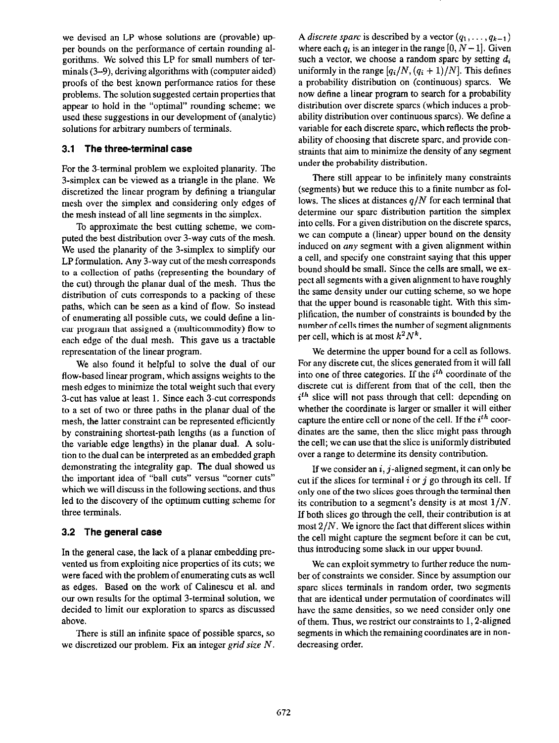we devised an LP whose solutions are (provable) upper bounds on the performance of certain rounding algorithms. We solved this LP for small numbers of terminals (3–9), deriving algorithms with (computer aided) proofs of the best known performance ratios for these problems. The solution suggested certain properties that appear to hold in the "optimal" rounding scheme; we used these suggestions in our development of (analytic) solutions for arbitrary numbers of terminals.

### 3.1 The three-terminal case

For the 3-terminal problem we exploited planarity. The 3-simplex can be viewed as a triangle in the plane. We discretized the linear program by defining a triangular mesh over the simplex and considering only edges of the mesh instead of all line segments in the simplex.

To approximate the best cutting scheme, we computed the best distribution over 3-way cuts of the mesh. We used the planarity of the 3-simplex to simplify our LP formulation. Any 3-way cut of the mesh corresponds to a collection of paths (representing the boundary of the cut) through the planar dual of the mesh. Thus the distribution of cuts corresponds to a packing of these paths, which can be seen as a kind of flow. So instead of enumerating all possible cuts, we could define a linear program that assigned a (multicommodity) flow to each edge of the dual mesh. This gave us a tractable representation of the linear program.

We also found it helpful to solve the dual of our flow-based linear program, which assigns weights to the mesh edges to minimize the total weight such that every 3-cut has value at least 1. Since each 3-cut corresponds to a set of two or three paths in the planar dual of the mesh, the latter constraint can be represented efficiently by constraining shortest-path lengths (as a function of the variable edge lengths) in the planar dual. A solution to the dual can be interpreted as an embedded graph demonstrating the integrality gap. The dual showed us the important idea of "ball cuts" versus "corner cuts" which we will discuss in the following sections, and thus led to the discovery of the optimum cutting scheme for three terminals.

### 3.2 The general case

In the general case, the lack of a planar embedding prevented us from exploiting nice properties of its cuts; we were faced with the problem of enumerating cuts as well as edges. Based on the work of Calinescu et al. and our own results for the optimal 3-terminal solution, we decided to limit our exploration to sparcs as discussed above.

There is still an infinite space of possible sparcs, so we discretized our problem. Fix an integer *grid size* $N$.

A *discrete sparc* is described by a vector $(q_1, \ldots, q_{k-1})$ where each $q_i$ is an integer in the range $[0, N-1]$. Given such a vector, we choose a random sparc by setting $d_i$ uniformly in the range $[q_i/N, (q_i+1)/N]$. This defines a probability distribution on (continuous) sparcs. We now define a linear program to search for a probability distribution over discrete sparcs (which induces a probability distribution over continuous sparcs). We define a variable for each discrete sparc, which reflects the probability of choosing that discrete sparc, and provide constraints that aim to minimize the density of any segment under the probability distribution.

There still appear to be infinitely many constraints (segments) but we reduce this to a finite number as follows. The slices at distances $q/N$ for each terminal that determine our sparc distribution partition the simplex into cells. For a given distribution on the discrete sparcs, we can compute a (linear) upper bound on the density induced on *any* segment with a given alignment within a cell, and specify one constraint saying that this upper bound should be small. Since the cells are small, we expect all segments with a given alignment to have roughly the same density under our cutting scheme, so we hope that the upper bound is reasonable tight. With this simplification, the number of constraints is bounded by the number of cells times the number of segment alignments per cell, which is at most $k^2N^k$.

We determine the upper bound for a cell as follows. For any discrete cut, the slices generated from it will fall into one of three categories. If the $i^{th}$ coordinate of the discrete cut is different from that of the cell, then the $i^{th}$ slice will not pass through that cell: depending on whether the coordinate is larger or smaller it will either capture the entire cell or none of the cell. If the $i^{th}$ coordinates are the same, then the slice might pass through the cell; we can use that the slice is uniformly distributed over a range to determine its density contribution.

If we consider an $i,j$-aligned segment, it can only be cut if the slices for terminal $i$ or $j$ go through its cell. If only one of the two slices goes through the terminal then its contribution to a segment's density is at most $1/N$. If both slices go through the cell, their contribution is at most $2/N$. We ignore the fact that different slices within the cell might capture the segment before it can be cut, thus introducing some slack in our upper bound.

We can exploit symmetry to further reduce the number of constraints we consider. Since by assumption our sparc slices terminals in random order, two segments that are identical under permutation of coordinates will have the same densities, so we need consider only one of them. Thus, we restrict our constraints to $1,2$-aligned segments in which the remaining coordinates are in nondecreasing order.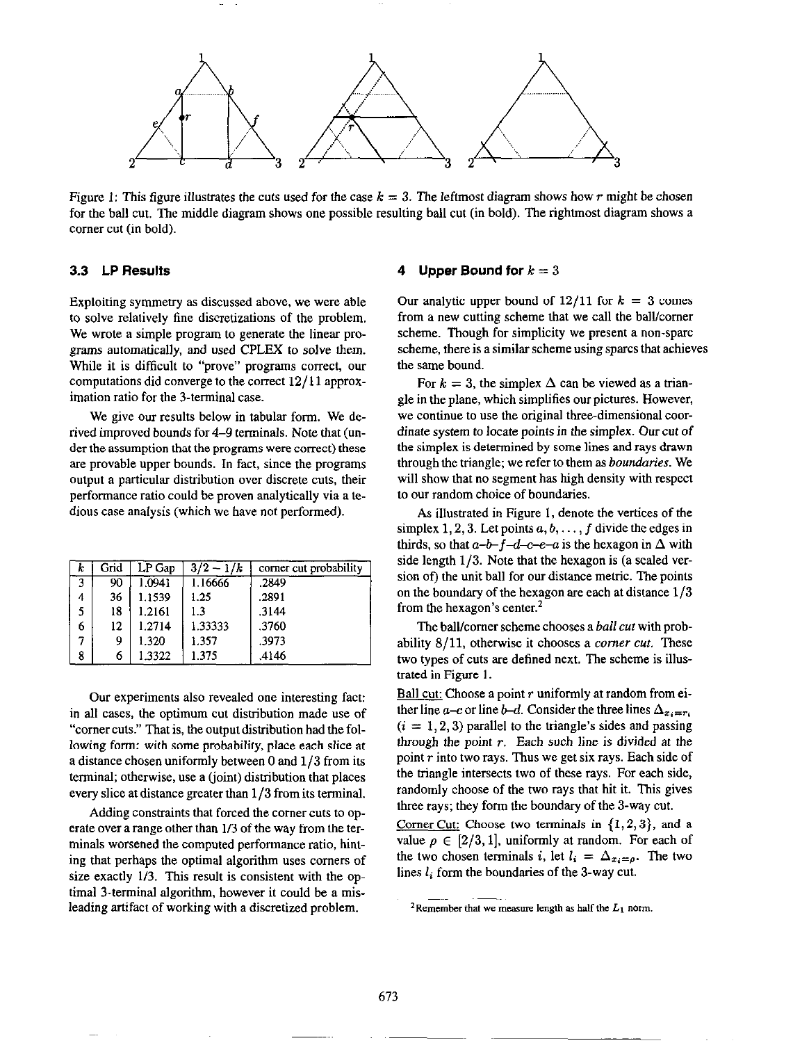Figure 1: This figure illustrates the cuts used for the case $k = 3$. The leftmost diagram shows how $r$ might be chosen for the ball cut. The middle diagram shows one possible resulting ball cut (in bold). The rightmost diagram shows a corner cut (in bold).

### 3.3 LP Results

Exploiting symmetry as discussed above, we were able to solve relatively fine discretizations of the problem. We wrote a simple program to generate the linear programs automatically, and used CPLEX to solve them. While it is difficult to "prove" programs correct, our computations did converge to the correct 12/11 approximation ratio for the 3-terminal case.

We give our results below in tabular form. We derived improved bounds for 4–9 terminals. Note that (under the assumption that the programs were correct) these are provable upper bounds. In fact, since the programs output a particular distribution over discrete cuts, their performance ratio could be proven analytically via a tedious case analysis (which we have not performed).

| $k$ | Grid | LP Gap | $3/2 - 1/k$ | corner cut probability |
|---|---|---|---|---|
| 3 | 90 | 1.0941 | 1.16666 | .2849 |
| 4 | 36 | 1.1539 | 1.25 | .2891 |
| 5 | 18 | 1.2161 | 1.3 | .3144 |
| 6 | 12 | 1.2714 | 1.33333 | .3760 |
| 7 | 9 | 1.320 | 1.357 | .3973 |
| 8 | 6 | 1.3322 | 1.375 | .4146 |

Our experiments also revealed one interesting fact: in all cases, the optimum cut distribution made use of "corner cuts." That is, the output distribution had the following form: with some probability, place each slice at a distance chosen uniformly between 0 and 1/3 from its terminal; otherwise, use a (joint) distribution that places every slice at distance greater than 1/3 from its terminal.

Adding constraints that forced the corner cuts to operate over a range other than 1/3 of the way from the terminals worsened the computed performance ratio, hinting that perhaps the optimal algorithm uses corners of size exactly 1/3. This result is consistent with the optimal 3-terminal algorithm, however it could be a misleading artifact of working with a discretized problem.

## 4 Upper Bound for $k = 3$

Our analytic upper bound of 12/11 for $k = 3$ comes from a new cutting scheme that we call the ball/corner scheme. Though for simplicity we present a non-sparc scheme, there is a similar scheme using sparcs that achieves the same bound.

For $k = 3$, the simplex $\Delta$ can be viewed as a triangle in the plane, which simplifies our pictures. However, we continue to use the original three-dimensional coordinate system to locate points in the simplex. Our cut of the simplex is determined by some lines and rays drawn through the triangle; we refer to them as *boundaries*. We will show that no segment has high density with respect to our random choice of boundaries.

As illustrated in Figure 1, denote the vertices of the simplex 1, 2, 3. Let points $a, b, \ldots, f$ divide the edges in thirds, so that $a$–$b$–$f$–$d$–$c$–$e$–$a$ is the hexagon in $\Delta$ with side length 1/3. Note that the hexagon is (a scaled version of) the unit ball for our distance metric. The points on the boundary of the hexagon are each at distance 1/3 from the hexagon's center.[2]

The ball/corner scheme chooses a *ball cut* with probability 8/11, otherwise it chooses a *corner cut*. These two types of cuts are defined next. The scheme is illustrated in Figure 1.

Ball cut: Choose a point $r$ uniformly at random from either line $a$–$c$ or line $b$–$d$. Consider the three lines $\Delta_{x_i=r_i}$ ($i = 1, 2, 3$) parallel to the triangle's sides and passing through the point $r$. Each such line is divided at the point $r$ into two rays. Thus we get six rays. Each side of the triangle intersects two of these rays. For each side, randomly choose of the two rays that hit it. This gives three rays; they form the boundary of the 3-way cut.

Corner Cut: Choose two terminals in $\{1, 2, 3\}$, and a value $\rho \in [2/3, 1]$, uniformly at random. For each of the two chosen terminals $i$, let $l_i = \Delta_{x_i=\rho}$. The two lines $l_i$ form the boundaries of the 3-way cut.

[2] Remember that we measure length as half the $L_1$ norm.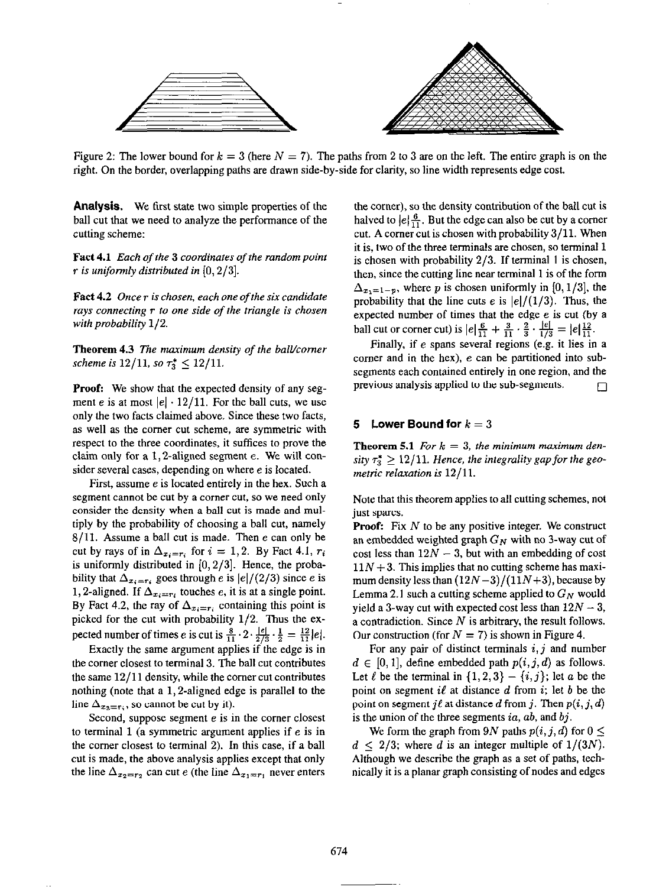Figure 2: The lower bound for $k = 3$ (here $N = 7$). The paths from 2 to 3 are on the left. The entire graph is on the right. On the border, overlapping paths are drawn side-by-side for clarity, so line width represents edge cost.

**Analysis.** We first state two simple properties of the ball cut that we need to analyze the performance of the cutting scheme:

**Fact 4.1** *Each of the 3 coordinates of the random point $r$ is uniformly distributed in $[0, 2/3]$.*

**Fact 4.2** *Once $r$ is chosen, each one of the six candidate rays connecting $r$ to one side of the triangle is chosen with probability $1/2$.*

**Theorem 4.3** *The maximum density of the ball/corner scheme is $12/11$, so $\tau_3^* \leq 12/11$.*

**Proof:** We show that the expected density of any segment $e$ is at most $|e| \cdot 12/11$. For the ball cuts, we use only the two facts claimed above. Since these two facts, as well as the corner cut scheme, are symmetric with respect to the three coordinates, it suffices to prove the claim only for a 1,2-aligned segment $e$. We will consider several cases, depending on where $e$ is located.

First, assume $e$ is located entirely in the hex. Such a segment cannot be cut by a corner cut, so we need only consider the density when a ball cut is made and multiply by the probability of choosing a ball cut, namely $8/11$. Assume a ball cut is made. Then $e$ can only be cut by rays of in $\Delta_{x_i=r_i}$ for $i = 1, 2$. By Fact 4.1, $r_i$ is uniformly distributed in $[0, 2/3]$. Hence, the probability that $\Delta_{x_i=r_i}$ goes through $e$ is $|e|/(2/3)$ since $e$ is 1,2-aligned. If $\Delta_{x_i=r_i}$ touches $e$, it is at a single point. By Fact 4.2, the ray of $\Delta_{x_i=r_i}$ containing this point is picked for the cut with probability $1/2$. Thus the expected number of times $e$ is cut is $\frac{8}{11} \cdot 2 \cdot \frac{|e|}{2/3} \cdot \frac{1}{2} = \frac{12}{11}|e|$.

Exactly the same argument applies if the edge is in the corner closest to terminal 3. The ball cut contributes the same $12/11$ density, while the corner cut contributes nothing (note that a 1,2-aligned edge is parallel to the line $\Delta_{x_3=r_3}$, so cannot be cut by it).

Second, suppose segment $e$ is in the corner closest to terminal 1 (a symmetric argument applies if $e$ is in the corner closest to terminal 2). In this case, if a ball cut is made, the above analysis applies except that only the line $\Delta_{x_2=r_2}$ can cut $e$ (the line $\Delta_{x_1=r_1}$ never enters the corner), so the density contribution of the ball cut is halved to $|e|\frac{6}{11}$. But the edge can also be cut by a corner cut. A corner cut is chosen with probability $3/11$. When it is, two of the three terminals are chosen, so terminal 1 is chosen with probability $2/3$. If terminal 1 is chosen, then, since the cutting line near terminal 1 is of the form $\Delta_{x_1=1-p}$, where $p$ is chosen uniformly in $[0, 1/3]$, the probability that the line cuts $e$ is $|e|/(1/3)$. Thus, the expected number of times that the edge $e$ is cut (by a ball cut or corner cut) is $|e|\frac{6}{11} + \frac{3}{11} \cdot \frac{2}{3} \cdot \frac{|e|}{1/3} = |e|\frac{12}{11}$.

Finally, if $e$ spans several regions (e.g. it lies in a corner and in the hex), $e$ can be partitioned into subsegments each contained entirely in one region, and the previous analysis applied to the sub-segments. $\square$

## 5 Lower Bound for $k = 3$

**Theorem 5.1** *For $k = 3$, the minimum maximum density $\tau_3^* \geq 12/11$. Hence, the integrality gap for the geometric relaxation is $12/11$.*

Note that this theorem applies to all cutting schemes, not just sparse.

**Proof:** Fix $N$ to be any positive integer. We construct an embedded weighted graph $G_N$ with no 3-way cut of cost less than $12N - 3$, but with an embedding of cost $11N + 3$. This implies that no cutting scheme has maximum density less than $(12N-3)/(11N+3)$, because by Lemma 2.1 such a cutting scheme applied to $G_N$ would yield a 3-way cut with expected cost less than $12N - 3$, a contradiction. Since $N$ is arbitrary, the result follows. Our construction (for $N = 7$) is shown in Figure 4.

For any pair of distinct terminals $i, j$ and number $d \in [0, 1]$, define embedded path $p(i, j, d)$ as follows. Let $\ell$ be the terminal in $\{1, 2, 3\} - \{i, j\}$; let $a$ be the point on segment $i\ell$ at distance $d$ from $i$; let $b$ be the point on segment $j\ell$ at distance $d$ from $j$. Then $p(i, j, d)$ is the union of the three segments $ia$, $ab$, and $bj$.

We form the graph from $9N$ paths $p(i, j, d)$ for $0 \leq d \leq 2/3$; where $d$ is an integer multiple of $1/(3N)$. Although we describe the graph as a set of paths, technically it is a planar graph consisting of nodes and edges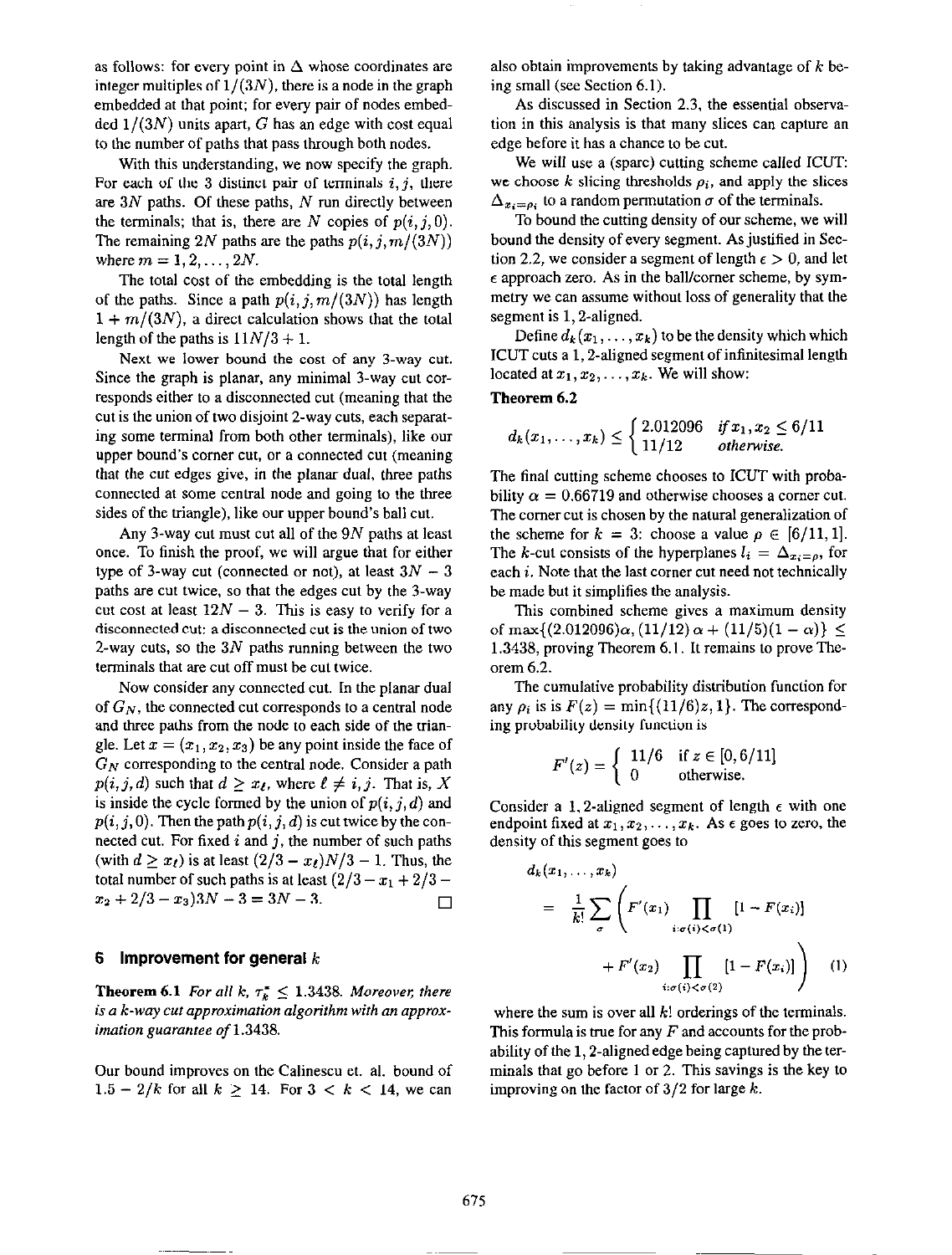as follows: for every point in $\Delta$ whose coordinates are integer multiples of $1/(3N)$, there is a node in the graph embedded at that point; for every pair of nodes embedded $1/(3N)$ units apart, $G$ has an edge with cost equal to the number of paths that pass through both nodes.

With this understanding, we now specify the graph. For each of the 3 distinct pair of terminals $i, j$, there are $3N$ paths. Of these paths, $N$ run directly between the terminals; that is, there are $N$ copies of $p(i, j, 0)$. The remaining $2N$ paths are the paths $p(i, j, m/(3N))$ where $m = 1, 2, \ldots, 2N$.

The total cost of the embedding is the total length of the paths. Since a path $p(i, j, m/(3N))$ has length $1 + m/(3N)$, a direct calculation shows that the total length of the paths is $11N/3 + 1$.

Next we lower bound the cost of any 3-way cut. Since the graph is planar, any minimal 3-way cut corresponds either to a disconnected cut (meaning that the cut is the union of two disjoint 2-way cuts, each separating some terminal from both other terminals), like our upper bound's corner cut, or a connected cut (meaning that the cut edges give, in the planar dual, three paths connected at some central node and going to the three sides of the triangle), like our upper bound's ball cut.

Any 3-way cut must cut all of the $9N$ paths at least once. To finish the proof, we will argue that for either type of 3-way cut (connected or not), at least $3N - 3$ paths are cut twice, so that the edges cut by the 3-way cut cost at least $12N - 3$. This is easy to verify for a disconnected cut: a disconnected cut is the union of two 2-way cuts, so the $3N$ paths running between the two terminals that are cut off must be cut twice.

Now consider any connected cut. In the planar dual of $G_N$, the connected cut corresponds to a central node and three paths from the node to each side of the triangle. Let $x = (x_1, x_2, x_3)$ be any point inside the face of $G_N$ corresponding to the central node. Consider a path $p(i, j, d)$ such that $d \geq x_\ell$, where $\ell \neq i, j$. That is, $X$ is inside the cycle formed by the union of $p(i, j, d)$ and $p(i, j, 0)$. Then the path $p(i, j, d)$ is cut twice by the connected cut. For fixed $i$ and $j$, the number of such paths (with $d \geq x_\ell$) is at least $(2/3 - x_\ell)N/3 - 1$. Thus, the total number of such paths is at least $(2/3 - x_1 + 2/3 - x_2 + 2/3 - x_3)3N - 3 = 3N - 3$. □

## 6 Improvement for general $k$

**Theorem 6.1** *For all $k$, $\tau_k^* \leq 1.3438$. Moreover, there is a $k$-way cut approximation algorithm with an approximation guarantee of 1.3438.*

Our bound improves on the Calinescu et. al. bound of $1.5 - 2/k$ for all $k \geq 14$. For $3 < k < 14$, we can also obtain improvements by taking advantage of $k$ being small (see Section 6.1).

As discussed in Section 2.3, the essential observation in this analysis is that many slices can capture an edge before it has a chance to be cut.

We will use a (sparc) cutting scheme called ICUT: we choose $k$ slicing thresholds $\rho_i$, and apply the slices $\Delta_{x_i = \rho_i}$ to a random permutation $\sigma$ of the terminals.

To bound the cutting density of our scheme, we will bound the density of every segment. As justified in Section 2.2, we consider a segment of length $\epsilon > 0$, and let $\epsilon$ approach zero. As in the ball/corner scheme, by symmetry we can assume without loss of generality that the segment is 1, 2-aligned.

Define $d_k(x_1, \ldots, x_k)$ to be the density which which ICUT cuts a 1, 2-aligned segment of infinitesimal length located at $x_1, x_2, \ldots, x_k$. We will show:

**Theorem 6.2**

$$d_k(x_1, \ldots, x_k) \leq \begin{cases} 2.012096 & \text{if } x_1, x_2 \leq 6/11 \\ 11/12 & \text{otherwise.} \end{cases}$$

The final cutting scheme chooses to ICUT with probability $\alpha = 0.66719$ and otherwise chooses a corner cut. The corner cut is chosen by the natural generalization of the scheme for $k = 3$: choose a value $\rho \in [6/11, 1]$. The $k$-cut consists of the hyperplanes $l_i = \Delta_{x_i = \rho}$, for each $i$. Note that the last corner cut need not technically be made but it simplifies the analysis.

This combined scheme gives a maximum density of $\max\{(2.012096)\alpha, (11/12)\alpha + (11/5)(1 - \alpha)\} \leq 1.3438$, proving Theorem 6.1. It remains to prove Theorem 6.2.

The cumulative probability distribution function for any $\rho_i$ is is $F(z) = \min\{(11/6)z, 1\}$. The corresponding probability density function is

$$F'(z) = \begin{cases} 11/6 & \text{if } z \in [0, 6/11] \\ 0 & \text{otherwise.} \end{cases}$$

Consider a 1, 2-aligned segment of length $\epsilon$ with one endpoint fixed at $x_1, x_2, \ldots, x_k$. As $\epsilon$ goes to zero, the density of this segment goes to

$$\begin{aligned} & d_k(x_1, \ldots, x_k) \\ &= \frac{1}{k!} \sum_{\sigma} \Bigg( F'(x_1) \prod_{i:\sigma(i) < \sigma(1)} [1 - F(x_i)] \\ &\qquad + F'(x_2) \prod_{i:\sigma(i) < \sigma(2)} [1 - F(x_i)] \Bigg) \quad (1) \end{aligned}$$

where the sum is over all $k!$ orderings of the terminals. This formula is true for any $F$ and accounts for the probability of the 1, 2-aligned edge being captured by the terminals that go before 1 or 2. This savings is the key to improving on the factor of $3/2$ for large $k$.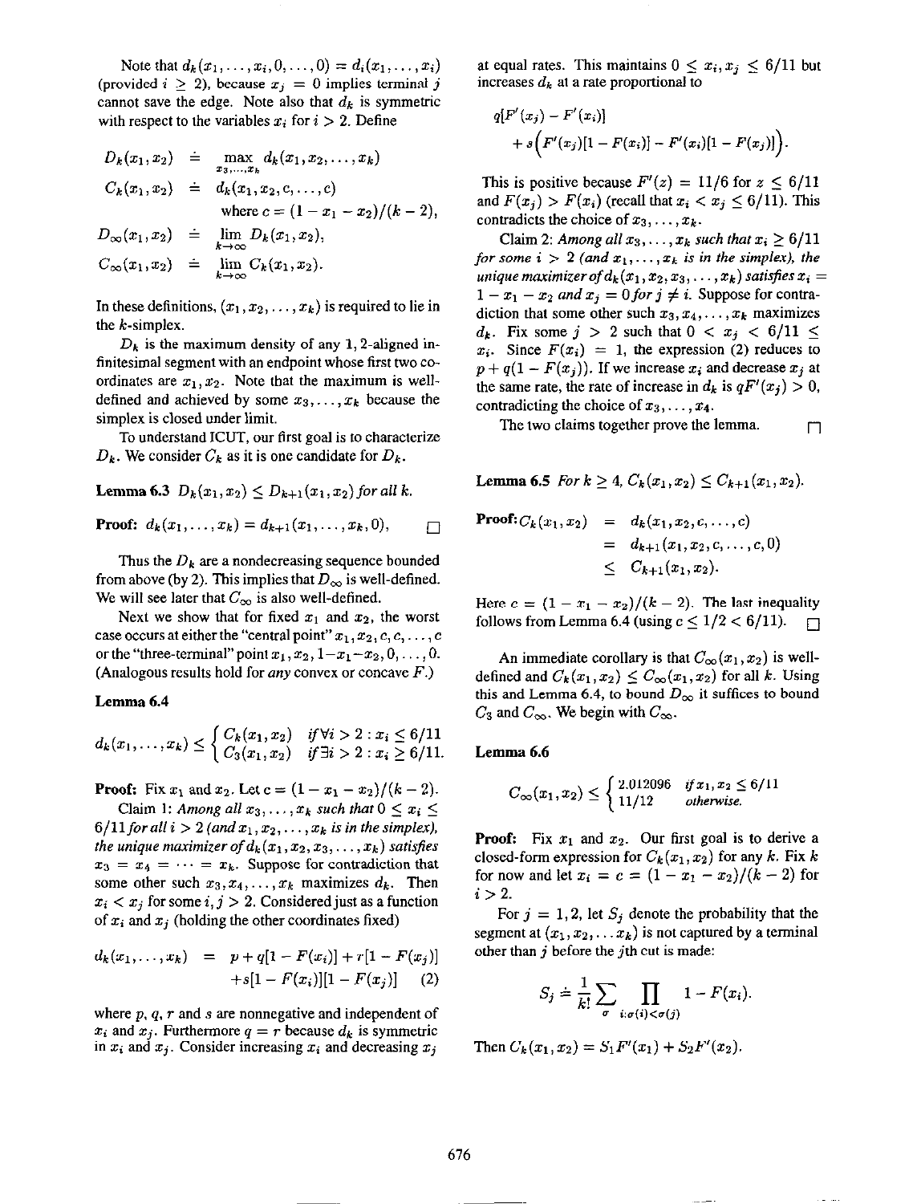Note that $d_k(x_1,\ldots,x_i,0,\ldots,0) = d_i(x_1,\ldots,x_i)$ (provided $i \geq 2$), because $x_j = 0$ implies terminal $j$ cannot save the edge. Note also that $d_k$ is symmetric with respect to the variables $x_i$ for $i > 2$. Define

$$
\begin{aligned}
D_k(x_1,x_2) &\doteq \max_{x_3,\ldots,x_k} d_k(x_1,x_2,\ldots,x_k)\\
C_k(x_1,x_2) &\doteq d_k(x_1,x_2,c,\ldots,c)\\
&\qquad \text{where } c = (1-x_1-x_2)/(k-2),\\
D_\infty(x_1,x_2) &\doteq \lim_{k\to\infty} D_k(x_1,x_2),\\
C_\infty(x_1,x_2) &\doteq \lim_{k\to\infty} C_k(x_1,x_2).
\end{aligned}
$$

In these definitions, $(x_1,x_2,\ldots,x_k)$ is required to lie in the $k$-simplex.

$D_k$ is the maximum density of any 1,2-aligned infinitesimal segment with an endpoint whose first two coordinates are $x_1, x_2$. Note that the maximum is well-defined and achieved by some $x_3,\ldots,x_k$ because the simplex is closed under limit.

To understand ICUT, our first goal is to characterize $D_k$. We consider $C_k$ as it is one candidate for $D_k$.

**Lemma 6.3** $D_k(x_1,x_2) \leq D_{k+1}(x_1,x_2)$ *for all* $k$.

**Proof:** $d_k(x_1,\ldots,x_k) = d_{k+1}(x_1,\ldots,x_k,0)$, □

Thus the $D_k$ are a nondecreasing sequence bounded from above (by 2). This implies that $D_\infty$ is well-defined. We will see later that $C_\infty$ is also well-defined.

Next we show that for fixed $x_1$ and $x_2$, the worst case occurs at either the "central point" $x_1,x_2,c,c,\ldots,c$ or the "three-terminal" point $x_1,x_2,1-x_1-x_2,0,\ldots,0$. (Analogous results hold for *any* convex or concave $F$.)

**Lemma 6.4**

$$
d_k(x_1,\ldots,x_k) \leq \begin{cases} C_k(x_1,x_2) & \text{if } \forall i>2: x_i \leq 6/11\\ C_3(x_1,x_2) & \text{if } \exists i>2: x_i \geq 6/11.\end{cases}
$$

**Proof:** Fix $x_1$ and $x_2$. Let $c = (1-x_1-x_2)/(k-2)$.

Claim 1: *Among all* $x_3,\ldots,x_k$ *such that* $0 \leq x_i \leq 6/11$ *for all* $i > 2$ *(and* $x_1,x_2,\ldots,x_k$ *is in the simplex), the unique maximizer of* $d_k(x_1,x_2,x_3,\ldots,x_k)$ *satisfies* $x_3 = x_4 = \cdots = x_k$. Suppose for contradiction that some other such $x_3,x_4,\ldots,x_k$ maximizes $d_k$. Then $x_i < x_j$ for some $i,j > 2$. Considered just as a function of $x_i$ and $x_j$ (holding the other coordinates fixed)

$$
\begin{aligned}
d_k(x_1,\ldots,x_k) &= p + q[1-F(x_i)] + r[1-F(x_j)]\\
&\quad + s[1-F(x_i)][1-F(x_j)] \qquad (2)
\end{aligned}
$$

where $p$, $q$, $r$ and $s$ are nonnegative and independent of $x_i$ and $x_j$. Furthermore $q = r$ because $d_k$ is symmetric in $x_i$ and $x_j$. Consider increasing $x_i$ and decreasing $x_j$ at equal rates. This maintains $0 \leq x_i, x_j \leq 6/11$ but increases $d_k$ at a rate proportional to

$$
q[F'(x_j) - F'(x_i)] + s\Big(F'(x_j)[1-F(x_i)] - F'(x_i)[1-F(x_j)]\Big).
$$

This is positive because $F'(z) = 11/6$ for $z \leq 6/11$ and $F(x_j) > F(x_i)$ (recall that $x_i < x_j \leq 6/11$). This contradicts the choice of $x_3,\ldots,x_k$.

Claim 2: *Among all* $x_3,\ldots,x_k$ *such that* $x_i \geq 6/11$ *for some* $i > 2$ *(and* $x_1,\ldots,x_k$ *is in the simplex), the unique maximizer of* $d_k(x_1,x_2,x_3,\ldots,x_k)$ *satisfies* $x_i = 1-x_1-x_2$ *and* $x_j = 0$ *for* $j \neq i$. Suppose for contradiction that some other such $x_3,x_4,\ldots,x_k$ maximizes $d_k$. Fix some $j > 2$ such that $0 < x_j < 6/11 \leq x_i$. Since $F(x_i) = 1$, the expression (2) reduces to $p + q(1-F(x_j))$. If we increase $x_i$ and decrease $x_j$ at the same rate, the rate of increase in $d_k$ is $qF'(x_j) > 0$, contradicting the choice of $x_3,\ldots,x_4$.

The two claims together prove the lemma. □

**Lemma 6.5** *For* $k \geq 4$, $C_k(x_1,x_2) \leq C_{k+1}(x_1,x_2)$.

**Proof:**

$$
\begin{aligned}
C_k(x_1,x_2) &= d_k(x_1,x_2,c,\ldots,c)\\
&= d_{k+1}(x_1,x_2,c,\ldots,c,0)\\
&\leq C_{k+1}(x_1,x_2).
\end{aligned}
$$

Here $c = (1-x_1-x_2)/(k-2)$. The last inequality follows from Lemma 6.4 (using $c \leq 1/2 < 6/11$). □

An immediate corollary is that $C_\infty(x_1,x_2)$ is well-defined and $C_k(x_1,x_2) \leq C_\infty(x_1,x_2)$ for all $k$. Using this and Lemma 6.4, to bound $D_\infty$ it suffices to bound $C_3$ and $C_\infty$. We begin with $C_\infty$.

**Lemma 6.6**

$$
C_\infty(x_1,x_2) \leq \begin{cases} 2.012096 & \text{if } x_1,x_2 \leq 6/11\\ 11/12 & \text{otherwise.}\end{cases}
$$

**Proof:** Fix $x_1$ and $x_2$. Our first goal is to derive a closed-form expression for $C_k(x_1,x_2)$ for any $k$. Fix $k$ for now and let $x_i = c = (1-x_1-x_2)/(k-2)$ for $i > 2$.

For $j = 1,2$, let $S_j$ denote the probability that the segment at $(x_1,x_2,\ldots x_k)$ is not captured by a terminal other than $j$ before the $j$th cut is made:

$$
S_j \doteq \frac{1}{k!}\sum_{\sigma}\prod_{i:\sigma(i)<\sigma(j)} 1 - F(x_i).
$$

Then $C_k(x_1,x_2) = S_1F'(x_1) + S_2F'(x_2)$.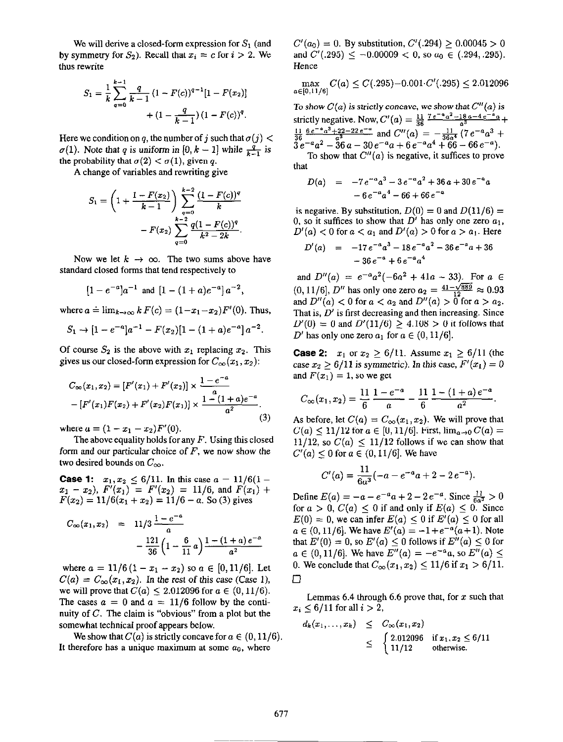We will derive a closed-form expression for $S_1$ (and by symmetry for $S_2$). Recall that $x_i = c$ for $i > 2$. We thus rewrite

$$S_1 = \frac{1}{k}\sum_{q=0}^{k-1} \frac{q}{k-1}(1-F(c))^{q-1}[1-F(x_2)] + (1-\frac{q}{k-1})(1-F(c))^q.$$

Here we condition on $q$, the number of $j$ such that $\sigma(j) < \sigma(1)$. Note that $q$ is uniform in $[0, k-1]$ while $\frac{q}{k-1}$ is the probability that $\sigma(2) < \sigma(1)$, given $q$.

A change of variables and rewriting give

$$S_1 = \left(1 + \frac{1-F(x_2)}{k-1}\right)\sum_{q=0}^{k-2}\frac{(1-F(c))^q}{k} - F(x_2)\sum_{q=0}^{k-2}\frac{q(1-F(c))^q}{k^2-2k}.$$

Now we let $k \to \infty$. The two sums above have standard closed forms that tend respectively to

$$[1-e^{-a}]a^{-1} \text{ and } [1-(1+a)e^{-a}]a^{-2},$$

where $a \doteq \lim_{k\to\infty} kF(c) = (1-x_1-x_2)F'(0)$. Thus,

$$S_1 \to [1-e^{-a}]a^{-1} - F(x_2)[1-(1+a)e^{-a}]a^{-2}.$$

Of course $S_2$ is the above with $x_1$ replacing $x_2$. This gives us our closed-form expression for $C_\infty(x_1, x_2)$:

$$C_\infty(x_1,x_2) = [F'(x_1)+F'(x_2)] \times \frac{1-e^{-a}}{a} - [F'(x_1)F(x_2) + F'(x_2)F(x_1)] \times \frac{1-(1+a)e^{-a}}{a^2}. \quad (3)$$

where $a = (1-x_1-x_2)F'(0)$.

The above equality holds for any $F$. Using this closed form and our particular choice of $F$, we now show the two desired bounds on $C_\infty$.

**Case 1:** $x_1, x_2 \le 6/11$. In this case $a = 11/6(1 - x_1 - x_2)$, $F'(x_1) = F'(x_2) = 11/6$, and $F(x_1) + F(x_2) = 11/6(x_1+x_2) = 11/6 - a$. So (3) gives

$$C_\infty(x_1,x_2) = 11/3\frac{1-e^{-a}}{a} - \frac{121}{36}\left(1-\frac{6}{11}a\right)\frac{1-(1+a)e^{-a}}{a^2}$$

where $a = 11/6(1-x_1-x_2)$ so $a \in [0, 11/6]$. Let $C(a) = C_\infty(x_1, x_2)$. In the rest of this case (Case 1), we will prove that $C(a) \le 2.012096$ for $a \in (0, 11/6)$. The cases $a = 0$ and $a = 11/6$ follow by the continuity of $C$. The claim is "obvious" from a plot but the somewhat technical proof appears below.

We show that $C(a)$ is strictly concave for $a \in (0, 11/6)$. It therefore has a unique maximum at some $a_0$, where $C'(a_0) = 0$. By substitution, $C'(.294) \ge 0.00045 > 0$ and $C'(.295) \le -0.00009 < 0$, so $a_0 \in (.294, .295)$. Hence

$$\max_{a\in[0,11/6]} C(a) \le C(.295) - 0.001 \cdot C'(.295) \le 2.012096$$

*To show $C(a)$ is strictly concave, we show that $C''(a)$ is strictly negative.* Now, $C'(a) = \frac{11}{36}\frac{7e^{-a}a^2-18a-4e^{-a}a}{a^3} + \frac{11}{36}\frac{6e^{-a}a^3+22-22e^{-a}}{a^3}$ and $C''(a) = -\frac{11}{36a^4}(7e^{-a}a^3 + 3e^{-a}a^2 - 36a - 30e^{-a}a + 6e^{-a}a^4 + 66 - 66e^{-a})$.

To show that $C''(a)$ is negative, it suffices to prove that

$$D(a) = -7e^{-a}a^3 - 3e^{-a}a^2 + 36a + 30e^{-a}a - 6e^{-a}a^4 - 66 + 66e^{-a}$$

is negative. By substitution, $D(0) = 0$ and $D(11/6) = 0$, so it suffices to show that $D'$ has only one zero $a_1$, $D'(a) < 0$ for $a < a_1$ and $D'(a) > 0$ for $a > a_1$. Here

$$D'(a) = -17e^{-a}a^3 - 18e^{-a}a^2 - 36e^{-a}a + 36 - 36e^{-a} + 6e^{-a}a^4$$

and $D''(a) = e^{-a}a^2(-6a^2 + 41a - 33)$. For $a \in (0, 11/6]$, $D''$ has only one zero $a_2 = \frac{41-\sqrt{889}}{12} \approx 0.93$ and $D''(a) < 0$ for $a < a_2$ and $D''(a) > 0$ for $a > a_2$. That is, $D'$ is first decreasing and then increasing. Since $D'(0) = 0$ and $D'(11/6) \ge 4.108 > 0$ it follows that $D'$ has only one zero $a_1$ for $a \in (0, 11/6]$.

**Case 2:** $x_1$ or $x_2 \ge 6/11$. Assume $x_1 \ge 6/11$ (the case $x_2 \ge 6/11$ is symmetric). In this case, $F'(x_1) = 0$ and $F(x_1) = 1$, so we get

$$C_\infty(x_1,x_2) = \frac{11}{6}\frac{1-e^{-a}}{a} - \frac{11}{6}\frac{1-(1+a)e^{-a}}{a^2}.$$

As before, let $C(a) = C_\infty(x_1, x_2)$. We will prove that $C(a) \le 11/12$ for $a \in [0, 11/6]$. First, $\lim_{a\to 0} C(a) = 11/12$, so $C(a) \le 11/12$ follows if we can show that $C'(a) \le 0$ for $a \in (0, 11/6]$. We have

$$C'(a) = \frac{11}{6a^3}(-a - e^{-a}a + 2 - 2e^{-a}).$$

Define $E(a) = -a - e^{-a}a + 2 - 2e^{-a}$. Since $\frac{11}{6a^3} > 0$ for $a > 0$, $C(a) \le 0$ if and only if $E(a) \le 0$. Since $E(0) = 0$, we can infer $E(a) \le 0$ if $E'(a) \le 0$ for all $a \in (0, 11/6]$. We have $E'(a) = -1 + e^{-a}(a+1)$. Note that $E'(0) = 0$, so $E'(a) \le 0$ follows if $E''(a) \le 0$ for $a \in (0, 11/6]$. We have $E''(a) = -e^{-a}a$, so $E''(a) \le 0$. We conclude that $C_\infty(x_1, x_2) \le 11/6$ if $x_1 > 6/11$.

□

Lemmas 6.4 through 6.6 prove that, for $x$ such that $x_i \le 6/11$ for all $i > 2$,

$$d_k(x_1,\ldots,x_k) \le C_\infty(x_1,x_2) \le \begin{cases} 2.012096 & \text{if } x_1, x_2 \le 6/11 \\ 11/12 & \text{otherwise.}\end{cases}$$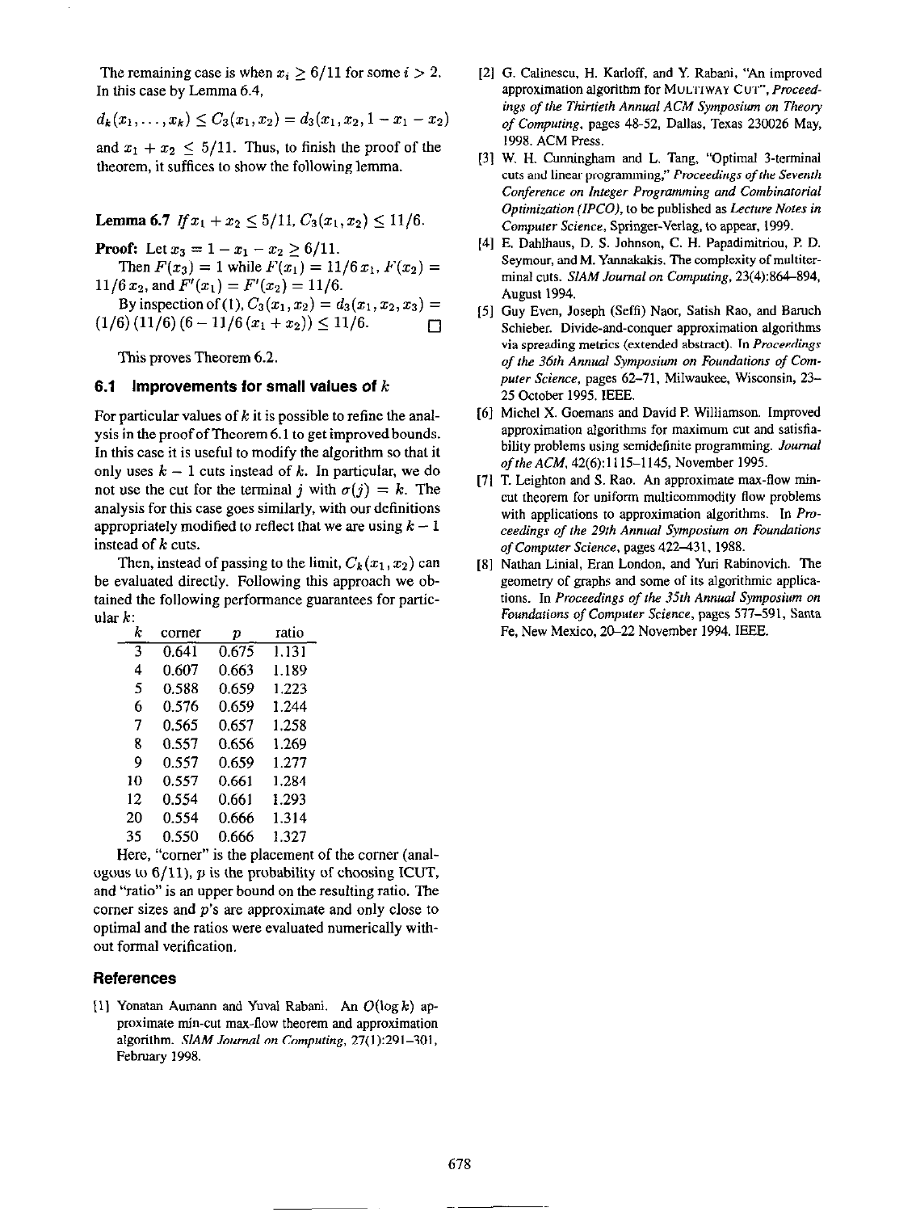The remaining case is when $x_i \geq 6/11$ for some $i > 2$. In this case by Lemma 6.4,

$$d_k(x_1, \ldots, x_k) \leq C_3(x_1, x_2) = d_3(x_1, x_2, 1 - x_1 - x_2)$$

and $x_1 + x_2 \leq 5/11$. Thus, to finish the proof of the theorem, it suffices to show the following lemma.

**Lemma 6.7** *If* $x_1 + x_2 \leq 5/11$, $C_3(x_1, x_2) \leq 11/6$.

**Proof:** Let $x_3 = 1 - x_1 - x_2 \geq 6/11$.

Then $F(x_3) = 1$ while $F(x_1) = 11/6\, x_1$, $F(x_2) = 11/6\, x_2$, and $F'(x_1) = F'(x_2) = 11/6$.

By inspection of (1), $C_3(x_1, x_2) = d_3(x_1, x_2, x_3) = (1/6)\,(11/6)\,(6 - 11/6\,(x_1 + x_2)) \leq 11/6$. □

This proves Theorem 6.2.

### 6.1 Improvements for small values of $k$

For particular values of $k$ it is possible to refine the analysis in the proof of Theorem 6.1 to get improved bounds. In this case it is useful to modify the algorithm so that it only uses $k - 1$ cuts instead of $k$. In particular, we do not use the cut for the terminal $j$ with $\sigma(j) = k$. The analysis for this case goes similarly, with our definitions appropriately modified to reflect that we are using $k - 1$ instead of $k$ cuts.

Then, instead of passing to the limit, $C_k(x_1, x_2)$ can be evaluated directly. Following this approach we obtained the following performance guarantees for particular $k$:

| $k$ | corner | $p$ | ratio |
|---|---|---|---|
| 3 | 0.641 | 0.675 | 1.131 |
| 4 | 0.607 | 0.663 | 1.189 |
| 5 | 0.588 | 0.659 | 1.223 |
| 6 | 0.576 | 0.659 | 1.244 |
| 7 | 0.565 | 0.657 | 1.258 |
| 8 | 0.557 | 0.656 | 1.269 |
| 9 | 0.557 | 0.659 | 1.277 |
| 10 | 0.557 | 0.661 | 1.284 |
| 12 | 0.554 | 0.661 | 1.293 |
| 20 | 0.554 | 0.666 | 1.314 |
| 35 | 0.550 | 0.666 | 1.327 |

Here, "corner" is the placement of the corner (analogous to $6/11$), $p$ is the probability of choosing ICUT, and "ratio" is an upper bound on the resulting ratio. The corner sizes and $p$'s are approximate and only close to optimal and the ratios were evaluated numerically without formal verification.

## References

[1] Yonatan Aumann and Yuval Rabani. An $O(\log k)$ approximate min-cut max-flow theorem and approximation algorithm. *SIAM Journal on Computing*, 27(1):291–301, February 1998.

[2] G. Calinescu, H. Karloff, and Y. Rabani, "An improved approximation algorithm for MULTIWAY CUT", *Proceedings of the Thirtieth Annual ACM Symposium on Theory of Computing*, pages 48-52, Dallas, Texas 230026 May, 1998. ACM Press.

[3] W. H. Cunningham and L. Tang, "Optimal 3-terminal cuts and linear programming," *Proceedings of the Seventh Conference on Integer Programming and Combinatorial Optimization (IPCO)*, to be published as *Lecture Notes in Computer Science*, Springer-Verlag, to appear, 1999.

[4] E. Dahlhaus, D. S. Johnson, C. H. Papadimitriou, P. D. Seymour, and M. Yannakakis. The complexity of multiterminal cuts. *SIAM Journal on Computing*, 23(4):864–894, August 1994.

[5] Guy Even, Joseph (Seffi) Naor, Satish Rao, and Baruch Schieber. Divide-and-conquer approximation algorithms via spreading metrics (extended abstract). In *Proceedings of the 36th Annual Symposium on Foundations of Computer Science*, pages 62–71, Milwaukee, Wisconsin, 23–25 October 1995. IEEE.

[6] Michel X. Goemans and David P. Williamson. Improved approximation algorithms for maximum cut and satisfiability problems using semidefinite programming. *Journal of the ACM*, 42(6):1115–1145, November 1995.

[7] T. Leighton and S. Rao. An approximate max-flow min-cut theorem for uniform multicommodity flow problems with applications to approximation algorithms. In *Proceedings of the 29th Annual Symposium on Foundations of Computer Science*, pages 422–431, 1988.

[8] Nathan Linial, Eran London, and Yuri Rabinovich. The geometry of graphs and some of its algorithmic applications. In *Proceedings of the 35th Annual Symposium on Foundations of Computer Science*, pages 577–591, Santa Fe, New Mexico, 20–22 November 1994. IEEE.